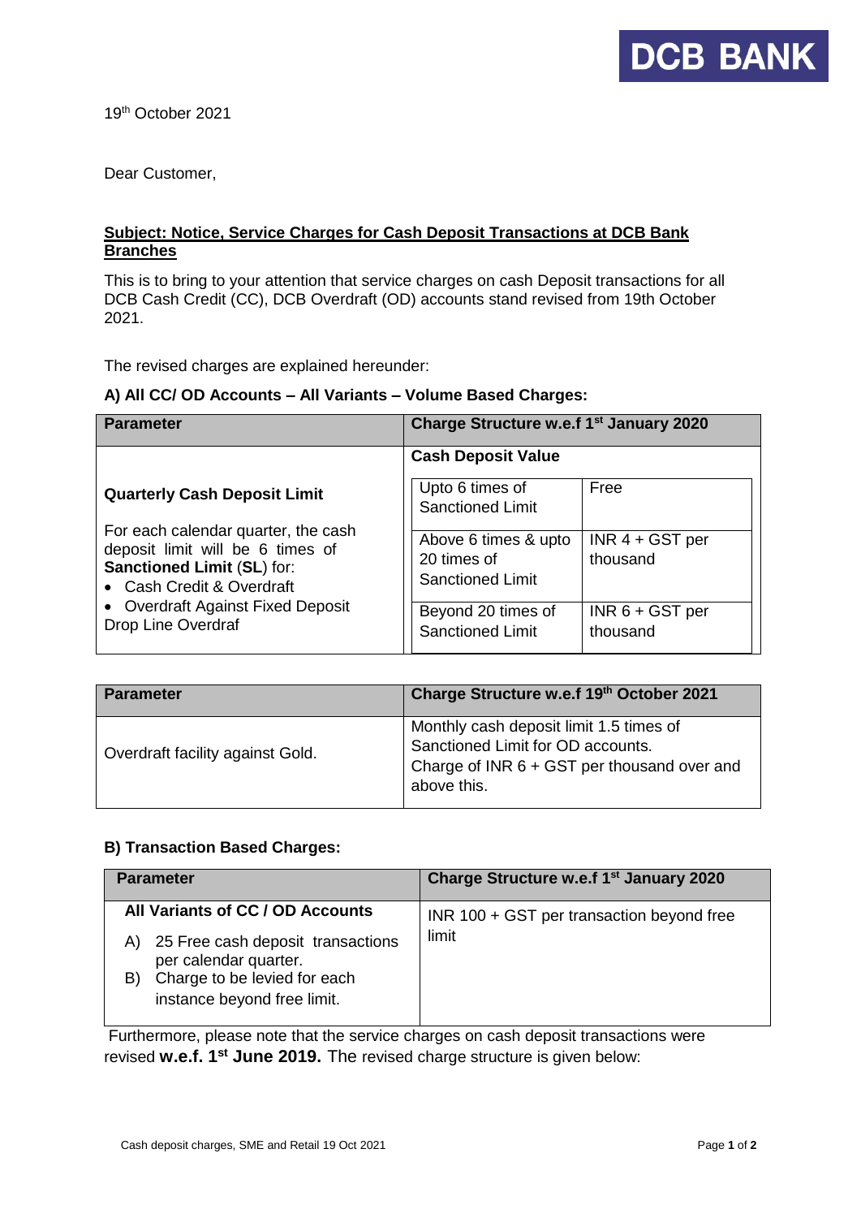**DCB BANK**

19th October 2021

Dear Customer,

**Subject: Notice, Service Charges for Cash Deposit Transactions at DCB Bank Branches**

This is to bring to your attention that service charges on cash Deposit transactions for all DCB Cash Credit (CC), DCB Overdraft (OD) accounts stand revised from 19th October 2021.

The revised charges are explained hereunder:

**A) All CC/ OD Accounts – All Variants – Volume Based Charges:**

| Parameter | Charge Structure w.e.f 1st January 2020 | |
|---|---|---|
| **Quarterly Cash Deposit Limit**<br><br>For each calendar quarter, the cash deposit limit will be 6 times of **Sanctioned Limit** (**SL**) for:<br>• Cash Credit & Overdraft<br>• Overdraft Against Fixed Deposit Drop Line Overdraf | **Cash Deposit Value** | |
| | Upto 6 times of Sanctioned Limit | Free |
| | Above 6 times & upto 20 times of Sanctioned Limit | INR 4 + GST per thousand |
| | Beyond 20 times of Sanctioned Limit | INR 6 + GST per thousand |

| Parameter | Charge Structure w.e.f 19th October 2021 |
|---|---|
| Overdraft facility against Gold. | Monthly cash deposit limit 1.5 times of Sanctioned Limit for OD accounts.<br>Charge of INR 6 + GST per thousand over and above this. |

**B) Transaction Based Charges:**

| Parameter | Charge Structure w.e.f 1st January 2020 |
|---|---|
| **All Variants of CC / OD Accounts**<br>A) 25 Free cash deposit transactions per calendar quarter.<br>B) Charge to be levied for each instance beyond free limit. | INR 100 + GST per transaction beyond free limit |

Furthermore, please note that the service charges on cash deposit transactions were revised **w.e.f. 1st June 2019.** The revised charge structure is given below: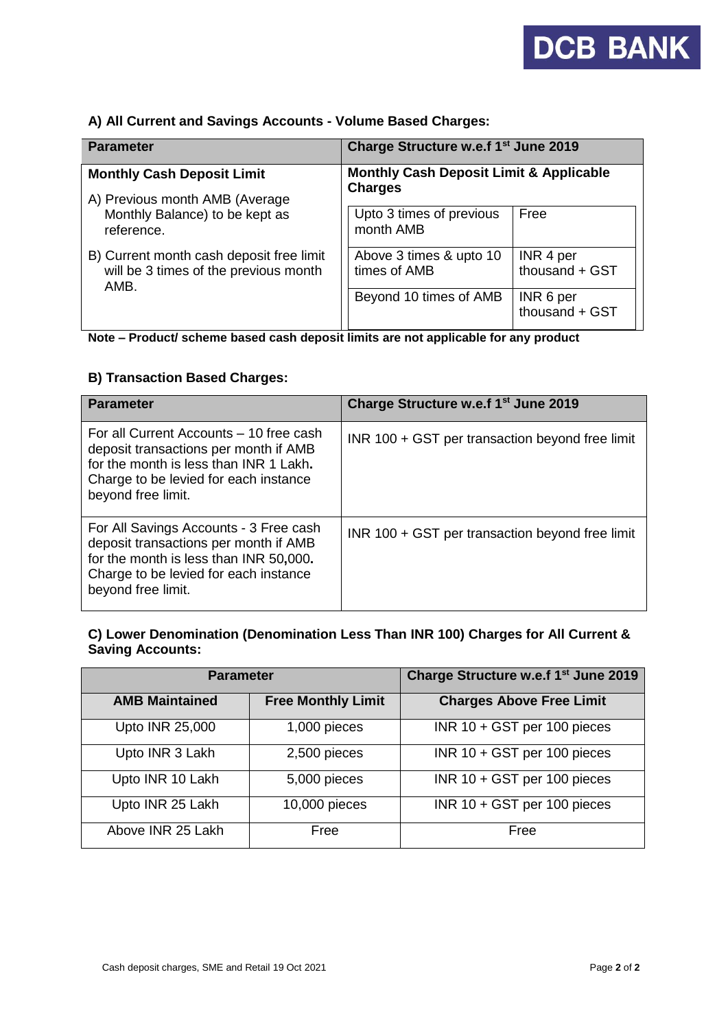### A) All Current and Savings Accounts - Volume Based Charges:

| Parameter | Charge Structure w.e.f 1st June 2019 | |
|---|---|---|
| **Monthly Cash Deposit Limit** | **Monthly Cash Deposit Limit & Applicable Charges** | |
| A) Previous month AMB (Average Monthly Balance) to be kept as reference. | Upto 3 times of previous month AMB | Free |
| B) Current month cash deposit free limit will be 3 times of the previous month AMB. | Above 3 times & upto 10 times of AMB | INR 4 per thousand + GST |
| | Beyond 10 times of AMB | INR 6 per thousand + GST |

**Note – Product/ scheme based cash deposit limits are not applicable for any product**

### B) Transaction Based Charges:

| Parameter | Charge Structure w.e.f 1st June 2019 |
|---|---|
| For all Current Accounts – 10 free cash deposit transactions per month if AMB for the month is less than INR 1 Lakh**.** Charge to be levied for each instance beyond free limit. | INR 100 + GST per transaction beyond free limit |
| For All Savings Accounts - 3 Free cash deposit transactions per month if AMB for the month is less than INR 50**,**000**.** Charge to be levied for each instance beyond free limit. | INR 100 + GST per transaction beyond free limit |

### C) Lower Denomination (Denomination Less Than INR 100) Charges for All Current & Saving Accounts:

| Parameter | | Charge Structure w.e.f 1st June 2019 |
|---|---|---|
| **AMB Maintained** | **Free Monthly Limit** | **Charges Above Free Limit** |
| Upto INR 25,000 | 1,000 pieces | INR 10 + GST per 100 pieces |
| Upto INR 3 Lakh | 2,500 pieces | INR 10 + GST per 100 pieces |
| Upto INR 10 Lakh | 5,000 pieces | INR 10 + GST per 100 pieces |
| Upto INR 25 Lakh | 10,000 pieces | INR 10 + GST per 100 pieces |
| Above INR 25 Lakh | Free | Free |